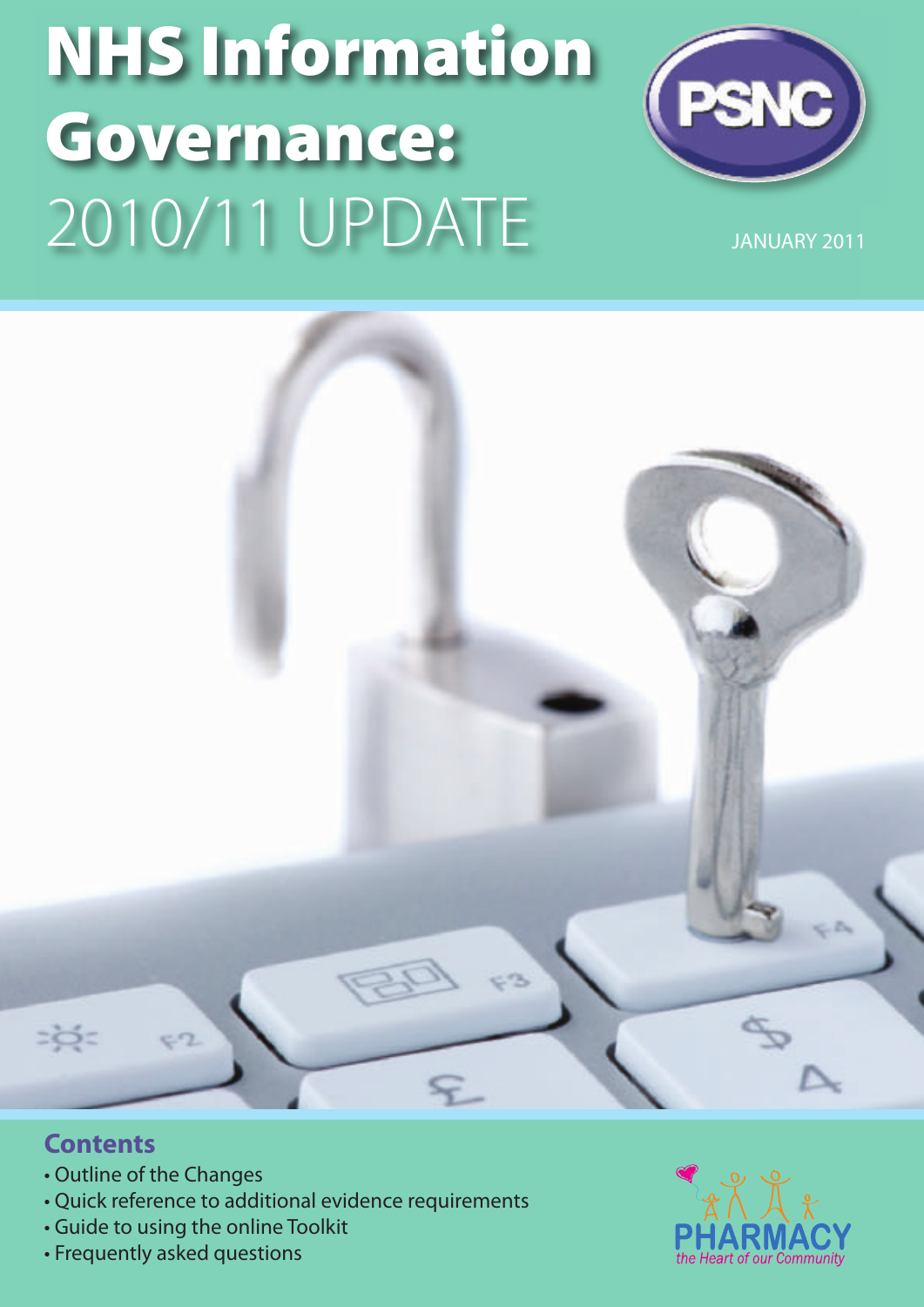# NHS Information Governance: 2010/11 UPDATE

PSNC

JANUARY 2011

## Contents

- Outline of the Changes
- Quick reference to additional evidence requirements
- Guide to using the online Toolkit
- Frequently asked questions

PHARMACY
*the Heart of our Community*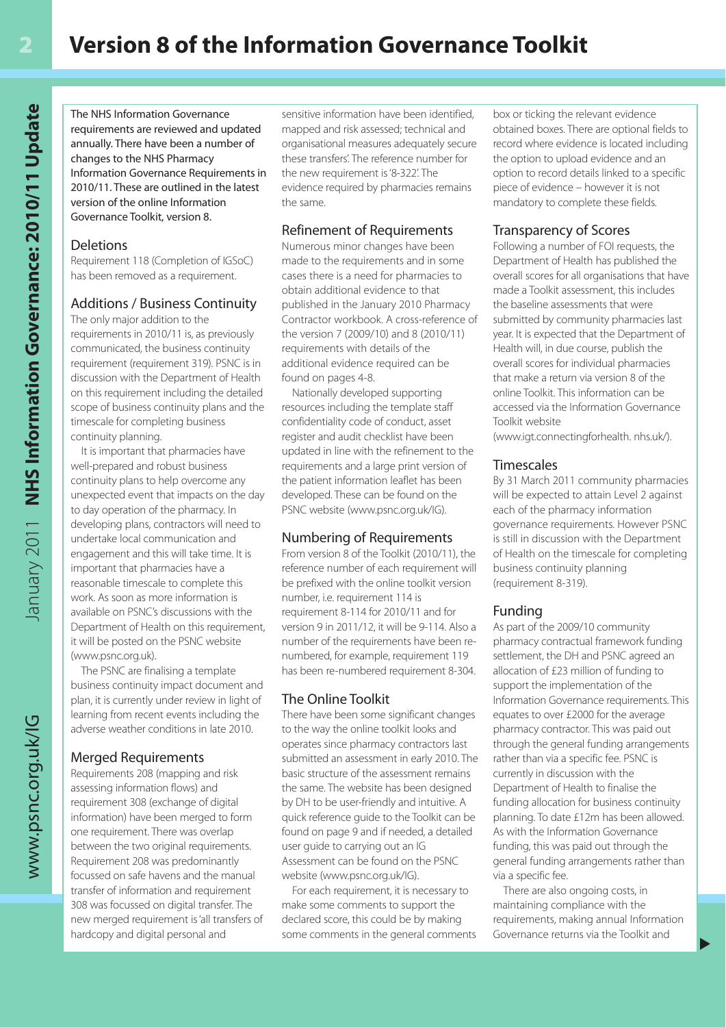# Version 8 of the Information Governance Toolkit

The NHS Information Governance requirements are reviewed and updated annually. There have been a number of changes to the NHS Pharmacy Information Governance Requirements in 2010/11. These are outlined in the latest version of the online Information Governance Toolkit, version 8.

## Deletions

Requirement 118 (Completion of IGSoC) has been removed as a requirement.

## Additions / Business Continuity

The only major addition to the requirements in 2010/11 is, as previously communicated, the business continuity requirement (requirement 319). PSNC is in discussion with the Department of Health on this requirement including the detailed scope of business continuity plans and the timescale for completing business continuity planning.

It is important that pharmacies have well-prepared and robust business continuity plans to help overcome any unexpected event that impacts on the day to day operation of the pharmacy. In developing plans, contractors will need to undertake local communication and engagement and this will take time. It is important that pharmacies have a reasonable timescale to complete this work. As soon as more information is available on PSNC's discussions with the Department of Health on this requirement, it will be posted on the PSNC website (www.psnc.org.uk).

The PSNC are finalising a template business continuity impact document and plan, it is currently under review in light of learning from recent events including the adverse weather conditions in late 2010.

## Merged Requirements

Requirements 208 (mapping and risk assessing information flows) and requirement 308 (exchange of digital information) have been merged to form one requirement. There was overlap between the two original requirements. Requirement 208 was predominantly focussed on safe havens and the manual transfer of information and requirement 308 was focussed on digital transfer. The new merged requirement is 'all transfers of hardcopy and digital personal and sensitive information have been identified, mapped and risk assessed; technical and organisational measures adequately secure these transfers'. The reference number for the new requirement is '8-322'. The evidence required by pharmacies remains the same.

## Refinement of Requirements

Numerous minor changes have been made to the requirements and in some cases there is a need for pharmacies to obtain additional evidence to that published in the January 2010 Pharmacy Contractor workbook. A cross-reference of the version 7 (2009/10) and 8 (2010/11) requirements with details of the additional evidence required can be found on pages 4-8.

Nationally developed supporting resources including the template staff confidentiality code of conduct, asset register and audit checklist have been updated in line with the refinement to the requirements and a large print version of the patient information leaflet has been developed. These can be found on the PSNC website (www.psnc.org.uk/IG).

## Numbering of Requirements

From version 8 of the Toolkit (2010/11), the reference number of each requirement will be prefixed with the online toolkit version number, i.e. requirement 114 is requirement 8-114 for 2010/11 and for version 9 in 2011/12, it will be 9-114. Also a number of the requirements have been re-numbered, for example, requirement 119 has been re-numbered requirement 8-304.

## The Online Toolkit

There have been some significant changes to the way the online toolkit looks and operates since pharmacy contractors last submitted an assessment in early 2010. The basic structure of the assessment remains the same. The website has been designed by DH to be user-friendly and intuitive. A quick reference guide to the Toolkit can be found on page 9 and if needed, a detailed user guide to carrying out an IG Assessment can be found on the PSNC website (www.psnc.org.uk/IG).

For each requirement, it is necessary to make some comments to support the declared score, this could be by making some comments in the general comments box or ticking the relevant evidence obtained boxes. There are optional fields to record where evidence is located including the option to upload evidence and an option to record details linked to a specific piece of evidence – however it is not mandatory to complete these fields.

## Transparency of Scores

Following a number of FOI requests, the Department of Health has published the overall scores for all organisations that have made a Toolkit assessment, this includes the baseline assessments that were submitted by community pharmacies last year. It is expected that the Department of Health will, in due course, publish the overall scores for individual pharmacies that make a return via version 8 of the online Toolkit. This information can be accessed via the Information Governance Toolkit website (www.igt.connectingforhealth. nhs.uk/).

## Timescales

By 31 March 2011 community pharmacies will be expected to attain Level 2 against each of the pharmacy information governance requirements. However PSNC is still in discussion with the Department of Health on the timescale for completing business continuity planning (requirement 8-319).

## Funding

As part of the 2009/10 community pharmacy contractual framework funding settlement, the DH and PSNC agreed an allocation of £23 million of funding to support the implementation of the Information Governance requirements. This equates to over £2000 for the average pharmacy contractor. This was paid out through the general funding arrangements rather than via a specific fee. PSNC is currently in discussion with the Department of Health to finalise the funding allocation for business continuity planning. To date £12m has been allowed. As with the Information Governance funding, this was paid out through the general funding arrangements rather than via a specific fee.

There are also ongoing costs, in maintaining compliance with the requirements, making annual Information Governance returns via the Toolkit and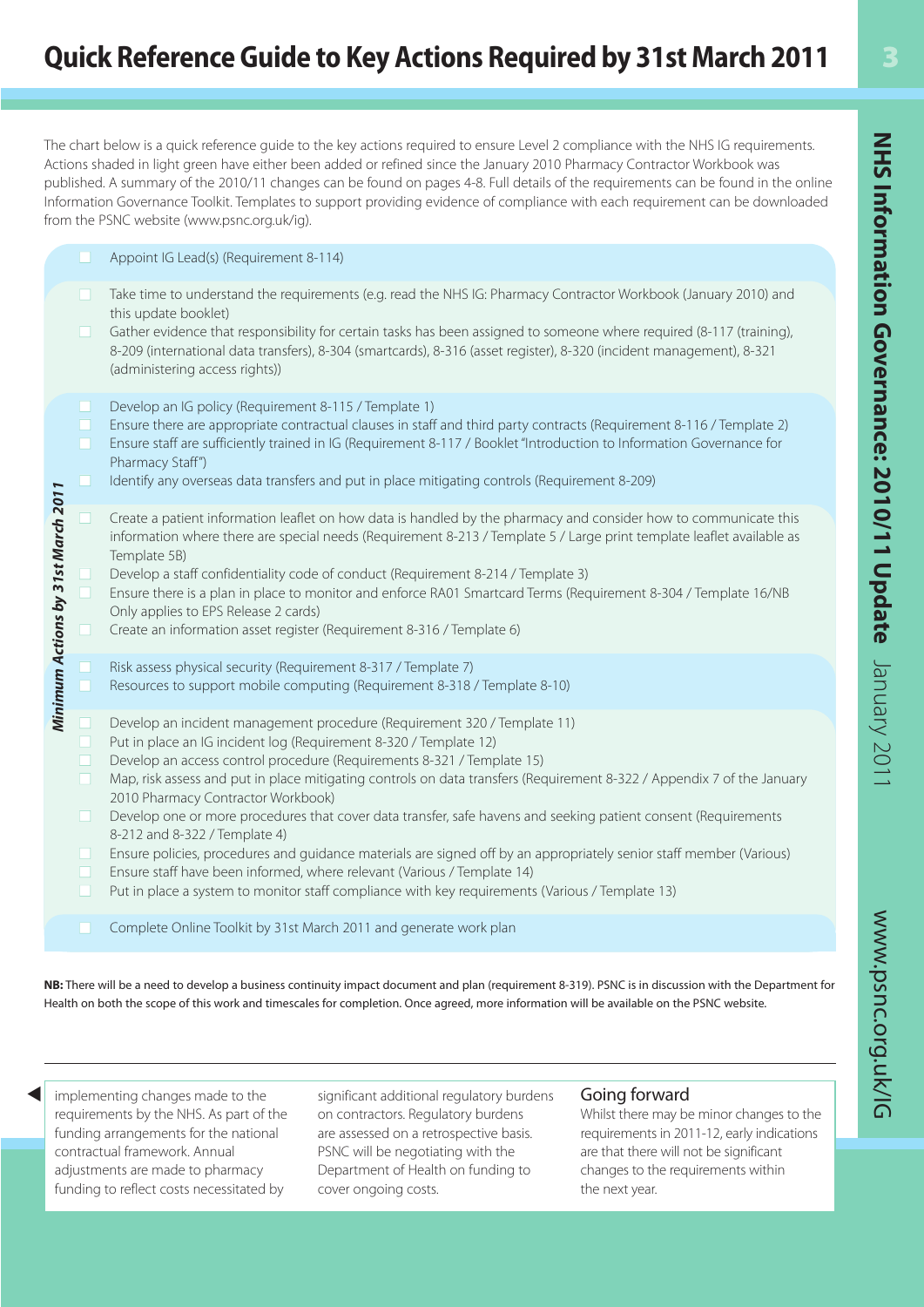# Quick Reference Guide to Key Actions Required by 31st March 2011

The chart below is a quick reference guide to the key actions required to ensure Level 2 compliance with the NHS IG requirements. Actions shaded in light green have either been added or refined since the January 2010 Pharmacy Contractor Workbook was published. A summary of the 2010/11 changes can be found on pages 4-8. Full details of the requirements can be found in the online Information Governance Toolkit. Templates to support providing evidence of compliance with each requirement can be downloaded from the PSNC website (www.psnc.org.uk/ig).

***Minimum Actions by 31st March 2011***

- [ ] Appoint IG Lead(s) (Requirement 8-114)

- [ ] Take time to understand the requirements (e.g. read the NHS IG: Pharmacy Contractor Workbook (January 2010) and this update booklet)
- [ ] Gather evidence that responsibility for certain tasks has been assigned to someone where required (8-117 (training), 8-209 (international data transfers), 8-304 (smartcards), 8-316 (asset register), 8-320 (incident management), 8-321 (administering access rights))

- [ ] Develop an IG policy (Requirement 8-115 / Template 1)
- [ ] Ensure there are appropriate contractual clauses in staff and third party contracts (Requirement 8-116 / Template 2)
- [ ] Ensure staff are sufficiently trained in IG (Requirement 8-117 / Booklet "Introduction to Information Governance for Pharmacy Staff")
- [ ] Identify any overseas data transfers and put in place mitigating controls (Requirement 8-209)

- [ ] Create a patient information leaflet on how data is handled by the pharmacy and consider how to communicate this information where there are special needs (Requirement 8-213 / Template 5 / Large print template leaflet available as Template 5B)
- [ ] Develop a staff confidentiality code of conduct (Requirement 8-214 / Template 3)
- [ ] Ensure there is a plan in place to monitor and enforce RA01 Smartcard Terms (Requirement 8-304 / Template 16/NB Only applies to EPS Release 2 cards)
- [ ] Create an information asset register (Requirement 8-316 / Template 6)

- [ ] Risk assess physical security (Requirement 8-317 / Template 7)
- [ ] Resources to support mobile computing (Requirement 8-318 / Template 8-10)

- [ ] Develop an incident management procedure (Requirement 320 / Template 11)
- [ ] Put in place an IG incident log (Requirement 8-320 / Template 12)
- [ ] Develop an access control procedure (Requirements 8-321 / Template 15)
- [ ] Map, risk assess and put in place mitigating controls on data transfers (Requirement 8-322 / Appendix 7 of the January 2010 Pharmacy Contractor Workbook)
- [ ] Develop one or more procedures that cover data transfer, safe havens and seeking patient consent (Requirements 8-212 and 8-322 / Template 4)
- [ ] Ensure policies, procedures and guidance materials are signed off by an appropriately senior staff member (Various)
- [ ] Ensure staff have been informed, where relevant (Various / Template 14)
- [ ] Put in place a system to monitor staff compliance with key requirements (Various / Template 13)

- [ ] Complete Online Toolkit by 31st March 2011 and generate work plan

**NB:** There will be a need to develop a business continuity impact document and plan (requirement 8-319). PSNC is in discussion with the Department for Health on both the scope of this work and timescales for completion. Once agreed, more information will be available on the PSNC website.

---

implementing changes made to the requirements by the NHS. As part of the funding arrangements for the national contractual framework. Annual adjustments are made to pharmacy funding to reflect costs necessitated by significant additional regulatory burdens on contractors. Regulatory burdens are assessed on a retrospective basis. PSNC will be negotiating with the Department of Health on funding to cover ongoing costs.

## Going forward

Whilst there may be minor changes to the requirements in 2011-12, early indications are that there will not be significant changes to the requirements within the next year.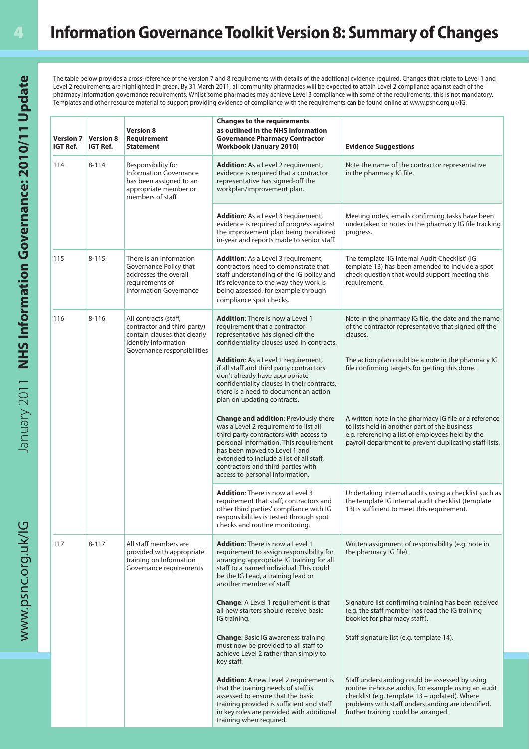# Information Governance Toolkit Version 8: Summary of Changes

The table below provides a cross-reference of the version 7 and 8 requirements with details of the additional evidence required. Changes that relate to Level 1 and Level 2 requirements are highlighted in green. By 31 March 2011, all community pharmacies will be expected to attain Level 2 compliance against each of the pharmacy information governance requirements. Whilst some pharmacies may achieve Level 3 compliance with some of the requirements, this is not mandatory. Templates and other resource material to support providing evidence of compliance with the requirements can be found online at www.psnc.org.uk/IG.

| Version 7 IGT Ref. | Version 8 IGT Ref. | Version 8 Requirement Statement | Changes to the requirements as outlined in the NHS Information Governance Pharmacy Contractor Workbook (January 2010) | Evidence Suggestions |
|---|---|---|---|---|
| 114 | 8-114 | Responsibility for Information Governance has been assigned to an appropriate member or members of staff | **Addition**: As a Level 2 requirement, evidence is required that a contractor representative has signed-off the workplan/improvement plan. | Note the name of the contractor representative in the pharmacy IG file. |
| | | | **Addition**: As a Level 3 requirement, evidence is required of progress against the improvement plan being monitored in-year and reports made to senior staff. | Meeting notes, emails confirming tasks have been undertaken or notes in the pharmacy IG file tracking progress. |
| 115 | 8-115 | There is an Information Governance Policy that addresses the overall requirements of Information Governance | **Addition**: As a Level 3 requirement, contractors need to demonstrate that staff understanding of the IG policy and it's relevance to the way they work is being assessed, for example through compliance spot checks. | The template 'IG Internal Audit Checklist' (IG template 13) has been amended to include a spot check question that would support meeting this requirement. |
| 116 | 8-116 | All contracts (staff, contractor and third party) contain clauses that clearly identify Information Governance responsibilities | **Addition**: There is now a Level 1 requirement that a contractor representative has signed off the confidentiality clauses used in contracts. | Note in the pharmacy IG file, the date and the name of the contractor representative that signed off the clauses. |
| | | | **Addition**: As a Level 1 requirement, if all staff and third party contractors don't already have appropriate confidentiality clauses in their contracts, there is a need to document an action plan on updating contracts. | The action plan could be a note in the pharmacy IG file confirming targets for getting this done. |
| | | | **Change and addition**: Previously there was a Level 2 requirement to list all third party contractors with access to personal information. This requirement has been moved to Level 1 and extended to include a list of all staff, contractors and third parties with access to personal information. | A written note in the pharmacy IG file or a reference to lists held in another part of the business e.g. referencing a list of employees held by the payroll department to prevent duplicating staff lists. |
| | | | **Addition**: There is now a Level 3 requirement that staff, contractors and other third parties' compliance with IG responsibilities is tested through spot checks and routine monitoring. | Undertaking internal audits using a checklist such as the template IG internal audit checklist (template 13) is sufficient to meet this requirement. |
| 117 | 8-117 | All staff members are provided with appropriate training on Information Governance requirements | **Addition**: There is now a Level 1 requirement to assign responsibility for arranging appropriate IG training for all staff to a named individual. This could be the IG Lead, a training lead or another member of staff. | Written assignment of responsibility (e.g. note in the pharmacy IG file). |
| | | | **Change**: A Level 1 requirement is that all new starters should receive basic IG training. | Signature list confirming training has been received (e.g. the staff member has read the IG training booklet for pharmacy staff). |
| | | | **Change**: Basic IG awareness training must now be provided to all staff to achieve Level 2 rather than simply to key staff. | Staff signature list (e.g. template 14). |
| | | | **Addition**: A new Level 2 requirement is that the training needs of staff is assessed to ensure that the basic training provided is sufficient and staff in key roles are provided with additional training when required. | Staff understanding could be assessed by using routine in-house audits, for example using an audit checklist (e.g. template 13 – updated). Where problems with staff understanding are identified, further training could be arranged. |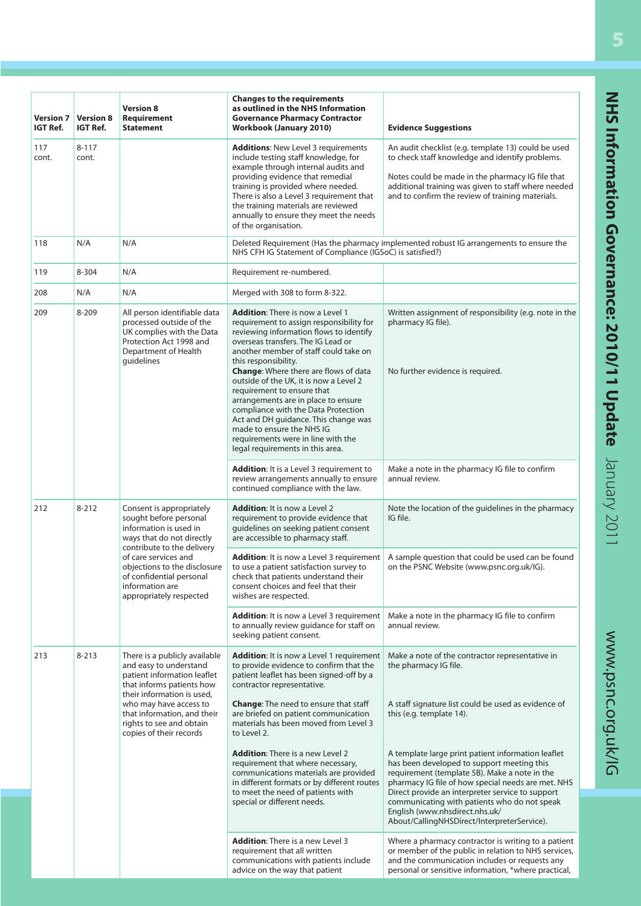| Version 7 IGT Ref. | Version 8 IGT Ref. | Version 8 Requirement Statement | Changes to the requirements as outlined in the NHS Information Governance Pharmacy Contractor Workbook (January 2010) | Evidence Suggestions |
|---|---|---|---|---|
| 117 cont. | 8-117 cont. | | **Additions**: New Level 3 requirements include testing staff knowledge, for example through internal audits and providing evidence that remedial training is provided where needed. There is also a Level 3 requirement that the training materials are reviewed annually to ensure they meet the needs of the organisation. | An audit checklist (e.g. template 13) could be used to check staff knowledge and identify problems.<br><br>Notes could be made in the pharmacy IG file that additional training was given to staff where needed and to confirm the review of training materials. |
| 118 | N/A | N/A | Deleted Requirement (Has the pharmacy implemented robust IG arrangements to ensure the NHS CFH IG Statement of Compliance (IGSoC) is satisfied?) | |
| 119 | 8-304 | N/A | Requirement re-numbered. | |
| 208 | N/A | N/A | Merged with 308 to form 8-322. | |
| 209 | 8-209 | All person identifiable data processed outside of the UK complies with the Data Protection Act 1998 and Department of Health guidelines | **Addition**: There is now a Level 1 requirement to assign responsibility for reviewing information flows to identify overseas transfers. The IG Lead or another member of staff could take on this responsibility.<br>**Change**: Where there are flows of data outside of the UK, it is now a Level 2 requirement to ensure that arrangements are in place to ensure compliance with the Data Protection Act and DH guidance. This change was made to ensure the NHS IG requirements were in line with the legal requirements in this area. | Written assignment of responsibility (e.g. note in the pharmacy IG file).<br><br>No further evidence is required. |
| | | | **Addition**: It is a Level 3 requirement to review arrangements annually to ensure continued compliance with the law. | Make a note in the pharmacy IG file to confirm annual review. |
| 212 | 8-212 | Consent is appropriately sought before personal information is used in ways that do not directly contribute to the delivery of care services and objections to the disclosure of confidential personal information are appropriately respected | **Addition**: It is now a Level 2 requirement to provide evidence that guidelines on seeking patient consent are accessible to pharmacy staff. | Note the location of the guidelines in the pharmacy IG file. |
| | | | **Addition**: It is now a Level 3 requirement to use a patient satisfaction survey to check that patients understand their consent choices and feel that their wishes are respected. | A sample question that could be used can be found on the PSNC Website (www.psnc.org.uk/IG). |
| | | | **Addition**: It is now a Level 3 requirement to annually review guidance for staff on seeking patient consent. | Make a note in the pharmacy IG file to confirm annual review. |
| 213 | 8-213 | There is a publicly available and easy to understand patient information leaflet that informs patients how their information is used, who may have access to that information, and their rights to see and obtain copies of their records | **Addition**: It is now a Level 1 requirement to provide evidence to confirm that the patient leaflet has been signed-off by a contractor representative.<br><br>**Change**: The need to ensure that staff are briefed on patient communication materials has been moved from Level 3 to Level 2. | Make a note of the contractor representative in the pharmacy IG file.<br><br>A staff signature list could be used as evidence of this (e.g. template 14). |
| | | | **Addition**: There is a new Level 2 requirement that where necessary, communications materials are provided in different formats or by different routes to meet the need of patients with special or different needs. | A template large print patient information leaflet has been developed to support meeting this requirement (template 5B). Make a note in the pharmacy IG file of how special needs are met. NHS Direct provide an interpreter service to support communicating with patients who do not speak English (www.nhsdirect.nhs.uk/About/CallingNHSDirect/InterpreterService). |
| | | | **Addition**: There is a new Level 3 requirement that all written communications with patients include advice on the way that patient | Where a pharmacy contractor is writing to a patient or member of the public in relation to NHS services, and the communication includes or requests any personal or sensitive information, *where practical, |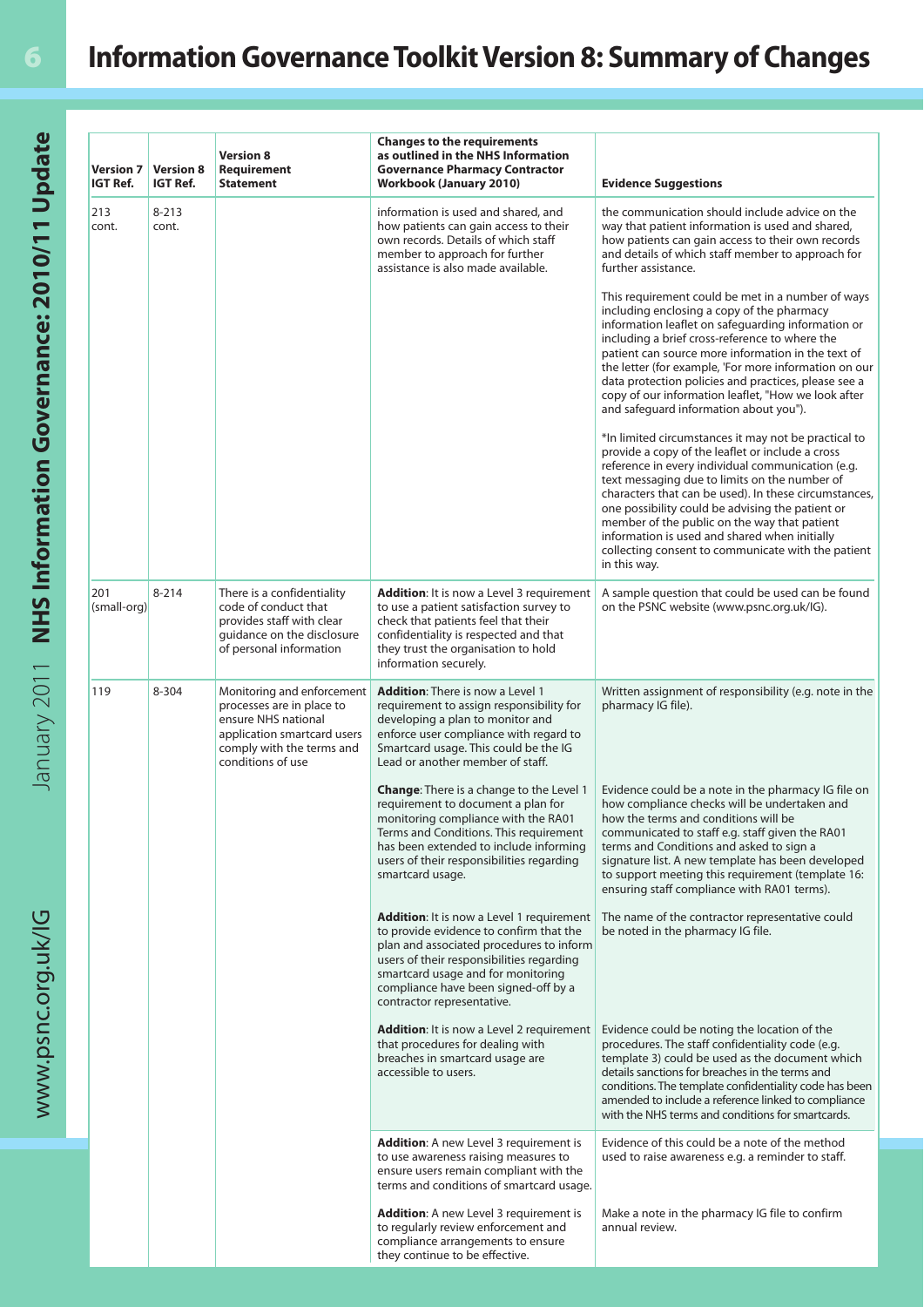# Information Governance Toolkit Version 8: Summary of Changes

| Version 7 IGT Ref. | Version 8 IGT Ref. | Version 8 Requirement Statement | Changes to the requirements as outlined in the NHS Information Governance Pharmacy Contractor Workbook (January 2010) | Evidence Suggestions |
|---|---|---|---|---|
| 213 cont. | 8-213 cont. | | information is used and shared, and how patients can gain access to their own records. Details of which staff member to approach for further assistance is also made available. | the communication should include advice on the way that patient information is used and shared, how patients can gain access to their own records and details of which staff member to approach for further assistance.<br><br>This requirement could be met in a number of ways including enclosing a copy of the pharmacy information leaflet on safeguarding information or including a brief cross-reference to where the patient can source more information in the text of the letter (for example, 'For more information on our data protection policies and practices, please see a copy of our information leaflet, "How we look after and safeguard information about you").<br><br>*In limited circumstances it may not be practical to provide a copy of the leaflet or include a cross reference in every individual communication (e.g. text messaging due to limits on the number of characters that can be used). In these circumstances, one possibility could be advising the patient or member of the public on the way that patient information is used and shared when initially collecting consent to communicate with the patient in this way. |
| 201 (small-org) | 8-214 | There is a confidentiality code of conduct that provides staff with clear guidance on the disclosure of personal information | **Addition**: It is now a Level 3 requirement to use a patient satisfaction survey to check that patients feel that their confidentiality is respected and that they trust the organisation to hold information securely. | A sample question that could be used can be found on the PSNC website (www.psnc.org.uk/IG). |
| 119 | 8-304 | Monitoring and enforcement processes are in place to ensure NHS national application smartcard users comply with the terms and conditions of use | **Addition**: There is now a Level 1 requirement to assign responsibility for developing a plan to monitor and enforce user compliance with regard to Smartcard usage. This could be the IG Lead or another member of staff. | Written assignment of responsibility (e.g. note in the pharmacy IG file). |
| | | | **Change**: There is a change to the Level 1 requirement to document a plan for monitoring compliance with the RA01 Terms and Conditions. This requirement has been extended to include informing users of their responsibilities regarding smartcard usage. | Evidence could be a note in the pharmacy IG file on how compliance checks will be undertaken and how the terms and conditions will be communicated to staff e.g. staff given the RA01 terms and Conditions and asked to sign a signature list. A new template has been developed to support meeting this requirement (template 16: ensuring staff compliance with RA01 terms). |
| | | | **Addition**: It is now a Level 1 requirement to provide evidence to confirm that the plan and associated procedures to inform users of their responsibilities regarding smartcard usage and for monitoring compliance have been signed-off by a contractor representative. | The name of the contractor representative could be noted in the pharmacy IG file. |
| | | | **Addition**: It is now a Level 2 requirement that procedures for dealing with breaches in smartcard usage are accessible to users. | Evidence could be noting the location of the procedures. The staff confidentiality code (e.g. template 3) could be used as the document which details sanctions for breaches in the terms and conditions. The template confidentiality code has been amended to include a reference linked to compliance with the NHS terms and conditions for smartcards. |
| | | | **Addition**: A new Level 3 requirement is to use awareness raising measures to ensure users remain compliant with the terms and conditions of smartcard usage. | Evidence of this could be a note of the method used to raise awareness e.g. a reminder to staff. |
| | | | **Addition**: A new Level 3 requirement is to regularly review enforcement and compliance arrangements to ensure they continue to be effective. | Make a note in the pharmacy IG file to confirm annual review. |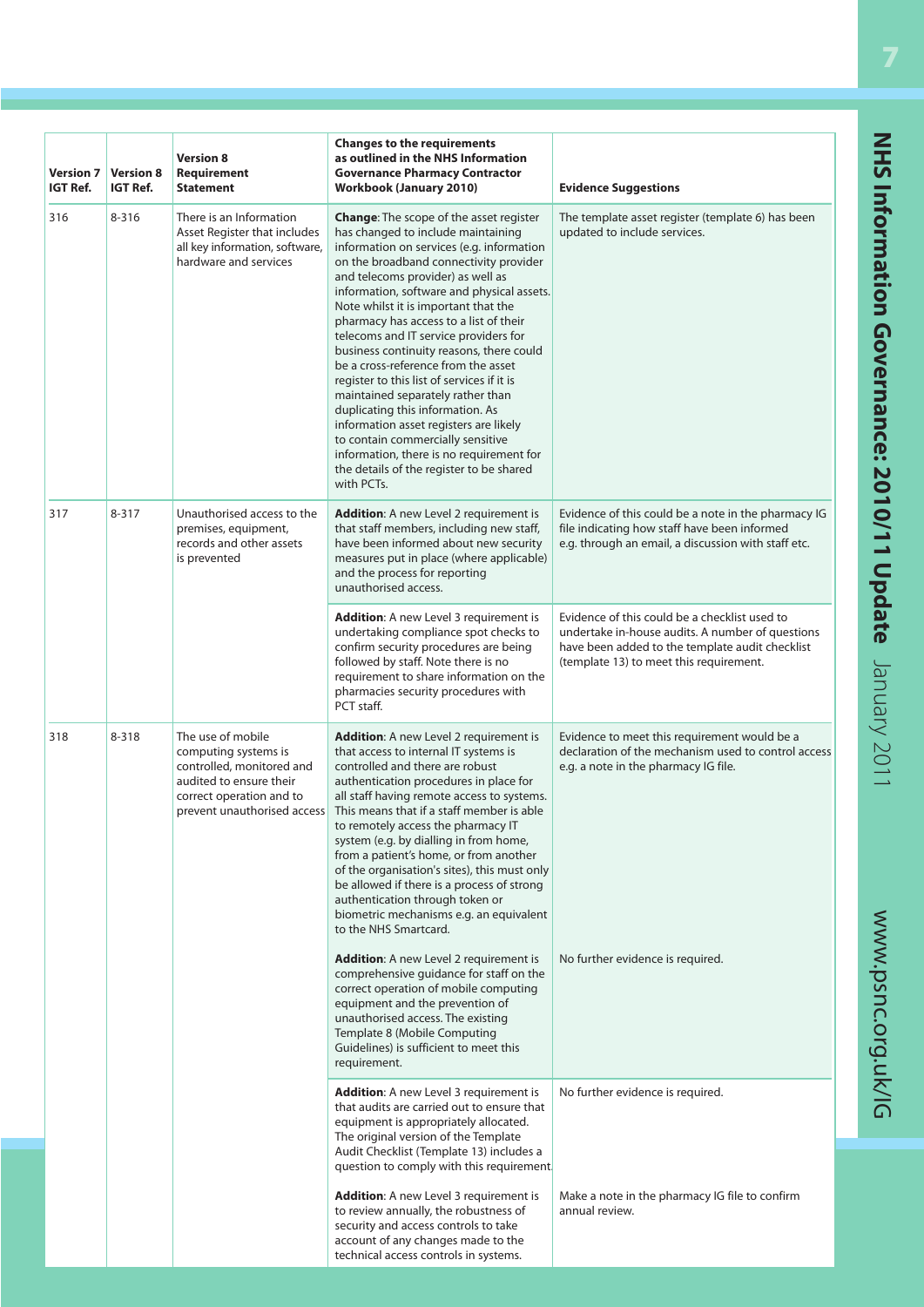| Version 7 IGT Ref. | Version 8 IGT Ref. | Version 8 Requirement Statement | Changes to the requirements as outlined in the NHS Information Governance Pharmacy Contractor Workbook (January 2010) | Evidence Suggestions |
|---|---|---|---|---|
| 316 | 8-316 | There is an Information Asset Register that includes all key information, software, hardware and services | **Change**: The scope of the asset register has changed to include maintaining information on services (e.g. information on the broadband connectivity provider and telecoms provider) as well as information, software and physical assets. Note whilst it is important that the pharmacy has access to a list of their telecoms and IT service providers for business continuity reasons, there could be a cross-reference from the asset register to this list of services if it is maintained separately rather than duplicating this information. As information asset registers are likely to contain commercially sensitive information, there is no requirement for the details of the register to be shared with PCTs. | The template asset register (template 6) has been updated to include services. |
| 317 | 8-317 | Unauthorised access to the premises, equipment, records and other assets is prevented | **Addition**: A new Level 2 requirement is that staff members, including new staff, have been informed about new security measures put in place (where applicable) and the process for reporting unauthorised access. | Evidence of this could be a note in the pharmacy IG file indicating how staff have been informed e.g. through an email, a discussion with staff etc. |
| | | | **Addition**: A new Level 3 requirement is undertaking compliance spot checks to confirm security procedures are being followed by staff. Note there is no requirement to share information on the pharmacies security procedures with PCT staff. | Evidence of this could be a checklist used to undertake in-house audits. A number of questions have been added to the template audit checklist (template 13) to meet this requirement. |
| 318 | 8-318 | The use of mobile computing systems is controlled, monitored and audited to ensure their correct operation and to prevent unauthorised access | **Addition**: A new Level 2 requirement is that access to internal IT systems is controlled and there are robust authentication procedures in place for all staff having remote access to systems. This means that if a staff member is able to remotely access the pharmacy IT system (e.g. by dialling in from home, from a patient's home, or from another of the organisation's sites), this must only be allowed if there is a process of strong authentication through token or biometric mechanisms e.g. an equivalent to the NHS Smartcard. | Evidence to meet this requirement would be a declaration of the mechanism used to control access e.g. a note in the pharmacy IG file. |
| | | | **Addition**: A new Level 2 requirement is comprehensive guidance for staff on the correct operation of mobile computing equipment and the prevention of unauthorised access. The existing Template 8 (Mobile Computing Guidelines) is sufficient to meet this requirement. | No further evidence is required. |
| | | | **Addition**: A new Level 3 requirement is that audits are carried out to ensure that equipment is appropriately allocated. The original version of the Template Audit Checklist (Template 13) includes a question to comply with this requirement. | No further evidence is required. |
| | | | **Addition**: A new Level 3 requirement is to review annually, the robustness of security and access controls to take account of any changes made to the technical access controls in systems. | Make a note in the pharmacy IG file to confirm annual review. |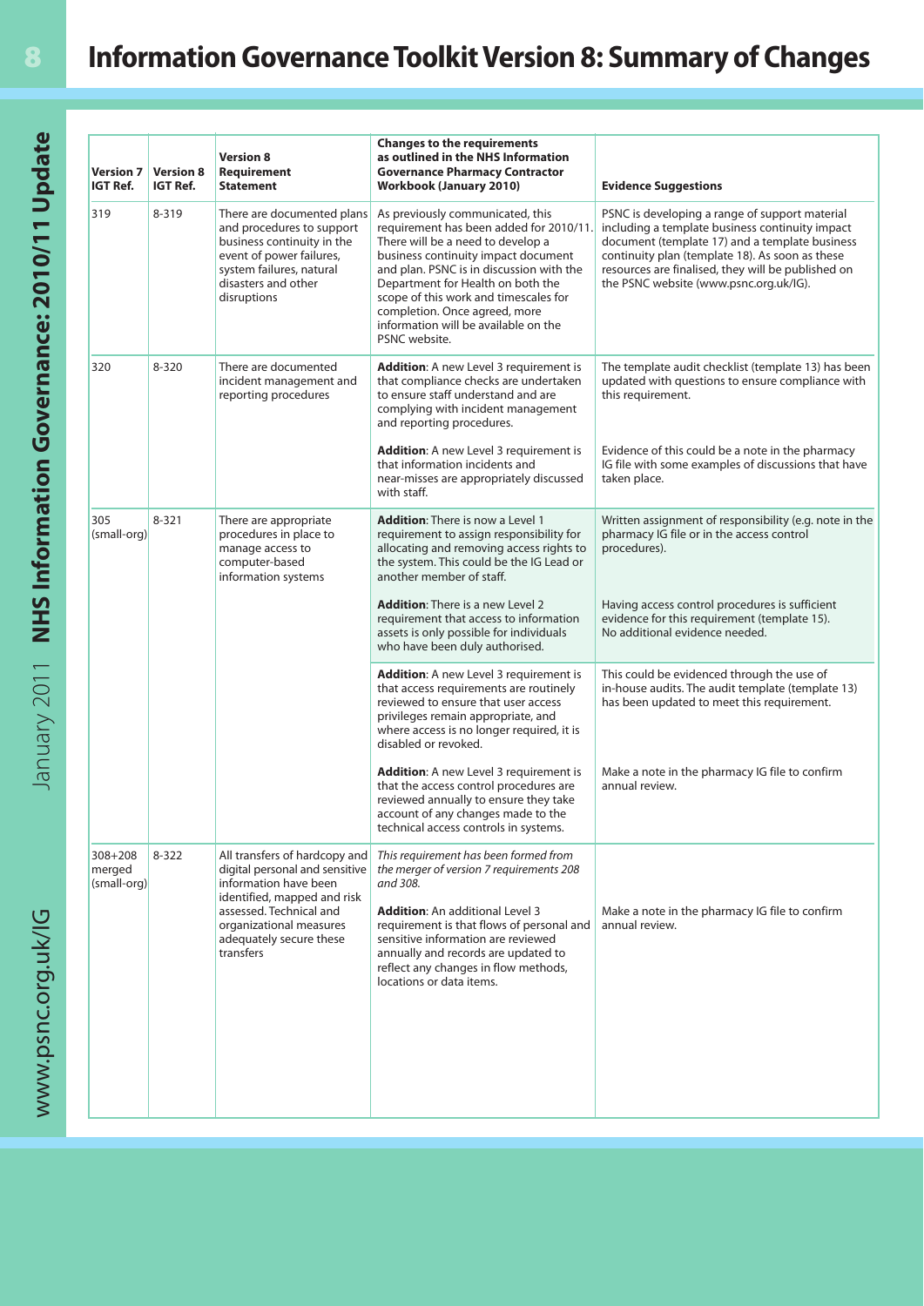# Information Governance Toolkit Version 8: Summary of Changes

| Version 7 IGT Ref. | Version 8 IGT Ref. | Version 8 Requirement Statement | Changes to the requirements as outlined in the NHS Information Governance Pharmacy Contractor Workbook (January 2010) | Evidence Suggestions |
|---|---|---|---|---|
| 319 | 8-319 | There are documented plans and procedures to support business continuity in the event of power failures, system failures, natural disasters and other disruptions | As previously communicated, this requirement has been added for 2010/11. There will be a need to develop a business continuity impact document and plan. PSNC is in discussion with the Department for Health on both the scope of this work and timescales for completion. Once agreed, more information will be available on the PSNC website. | PSNC is developing a range of support material including a template business continuity impact document (template 17) and a template business continuity plan (template 18). As soon as these resources are finalised, they will be published on the PSNC website (www.psnc.org.uk/IG). |
| 320 | 8-320 | There are documented incident management and reporting procedures | **Addition**: A new Level 3 requirement is that compliance checks are undertaken to ensure staff understand and are complying with incident management and reporting procedures. | The template audit checklist (template 13) has been updated with questions to ensure compliance with this requirement. |
| | | | **Addition**: A new Level 3 requirement is that information incidents and near-misses are appropriately discussed with staff. | Evidence of this could be a note in the pharmacy IG file with some examples of discussions that have taken place. |
| 305 (small-org) | 8-321 | There are appropriate procedures in place to manage access to computer-based information systems | **Addition**: There is now a Level 1 requirement to assign responsibility for allocating and removing access rights to the system. This could be the IG Lead or another member of staff. | Written assignment of responsibility (e.g. note in the pharmacy IG file or in the access control procedures). |
| | | | **Addition**: There is a new Level 2 requirement that access to information assets is only possible for individuals who have been duly authorised. | Having access control procedures is sufficient evidence for this requirement (template 15). No additional evidence needed. |
| | | | **Addition**: A new Level 3 requirement is that access requirements are routinely reviewed to ensure that user access privileges remain appropriate, and where access is no longer required, it is disabled or revoked. | This could be evidenced through the use of in-house audits. The audit template (template 13) has been updated to meet this requirement. |
| | | | **Addition**: A new Level 3 requirement is that the access control procedures are reviewed annually to ensure they take account of any changes made to the technical access controls in systems. | Make a note in the pharmacy IG file to confirm annual review. |
| 308+208 merged (small-org) | 8-322 | All transfers of hardcopy and digital personal and sensitive information have been identified, mapped and risk assessed. Technical and organizational measures adequately secure these transfers | *This requirement has been formed from the merger of version 7 requirements 208 and 308.* | |
| | | | **Addition**: An additional Level 3 requirement is that flows of personal and sensitive information are reviewed annually and records are updated to reflect any changes in flow methods, locations or data items. | Make a note in the pharmacy IG file to confirm annual review. |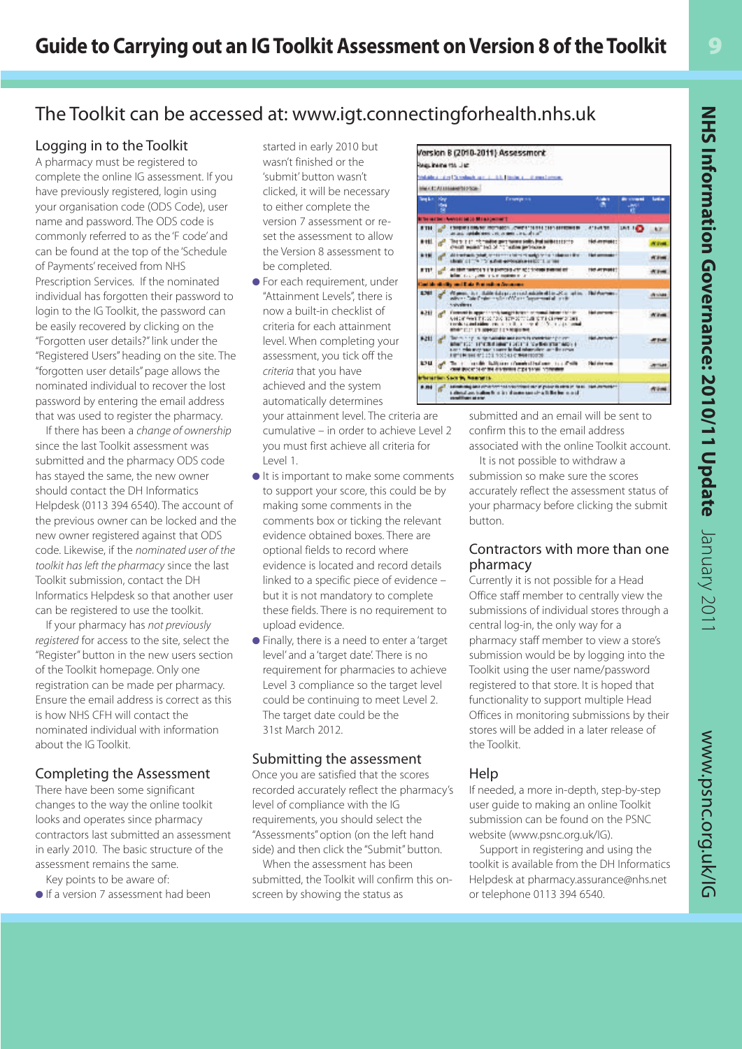## The Toolkit can be accessed at: www.igt.connectingforhealth.nhs.uk

### Logging in to the Toolkit

A pharmacy must be registered to complete the online IG assessment. If you have previously registered, login using your organisation code (ODS Code), user name and password. The ODS code is commonly referred to as the 'F code' and can be found at the top of the 'Schedule of Payments' received from NHS Prescription Services. If the nominated individual has forgotten their password to login to the IG Toolkit, the password can be easily recovered by clicking on the "Forgotten user details?" link under the "Registered Users" heading on the site. The "forgotten user details" page allows the nominated individual to recover the lost password by entering the email address that was used to register the pharmacy.

If there has been a *change of ownership* since the last Toolkit assessment was submitted and the pharmacy ODS code has stayed the same, the new owner should contact the DH Informatics Helpdesk (0113 394 6540). The account of the previous owner can be locked and the new owner registered against that ODS code. Likewise, if the *nominated user of the toolkit has left the pharmacy* since the last Toolkit submission, contact the DH Informatics Helpdesk so that another user can be registered to use the toolkit.

If your pharmacy has *not previously registered* for access to the site, select the "Register" button in the new users section of the Toolkit homepage. Only one registration can be made per pharmacy. Ensure the email address is correct as this is how NHS CFH will contact the nominated individual with information about the IG Toolkit.

### Completing the Assessment

There have been some significant changes to the way the online toolkit looks and operates since pharmacy contractors last submitted an assessment in early 2010. The basic structure of the assessment remains the same.

Key points to be aware of:

- If a version 7 assessment had been started in early 2010 but wasn't finished or the 'submit' button wasn't clicked, it will be necessary to either complete the version 7 assessment or re-set the assessment to allow the Version 8 assessment to be completed.
- For each requirement, under "Attainment Levels", there is now a built-in checklist of criteria for each attainment level. When completing your assessment, you tick off the *criteria* that you have achieved and the system automatically determines your attainment level. The criteria are cumulative – in order to achieve Level 2 you must first achieve all criteria for Level 1.
- It is important to make some comments to support your score, this could be by making some comments in the comments box or ticking the relevant evidence obtained boxes. There are optional fields to record where evidence is located and record details linked to a specific piece of evidence – but it is not mandatory to complete these fields. There is no requirement to upload evidence.
- Finally, there is a need to enter a 'target level' and a 'target date'. There is no requirement for pharmacies to achieve Level 3 compliance so the target level could be continuing to meet Level 2. The target date could be the 31st March 2012.

### Submitting the assessment

Once you are satisfied that the scores recorded accurately reflect the pharmacy's level of compliance with the IG requirements, you should select the "Assessments" option (on the left hand side) and then click the "Submit" button.

When the assessment has been submitted, the Toolkit will confirm this on-screen by showing the status as submitted and an email will be sent to confirm this to the email address associated with the online Toolkit account.

It is not possible to withdraw a submission so make sure the scores accurately reflect the assessment status of your pharmacy before clicking the submit button.

### Contractors with more than one pharmacy

Currently it is not possible for a Head Office staff member to centrally view the submissions of individual stores through a central log-in, the only way for a pharmacy staff member to view a store's submission would be by logging into the Toolkit using the user name/password registered to that store. It is hoped that functionality to support multiple Head Offices in monitoring submissions by their stores will be added in a later release of the Toolkit.

### Help

If needed, a more in-depth, step-by-step user guide to making an online Toolkit submission can be found on the PSNC website (www.psnc.org.uk/IG).

Support in registering and using the toolkit is available from the DH Informatics Helpdesk at pharmacy.assurance@nhs.net or telephone 0113 394 6540.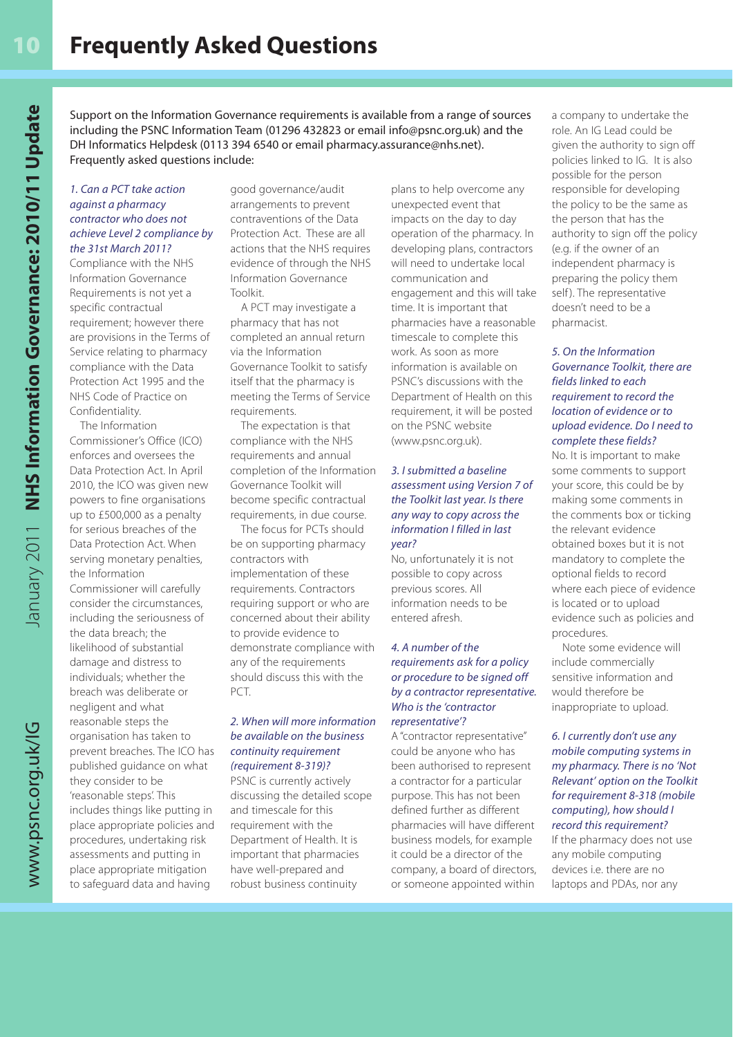# Frequently Asked Questions

Support on the Information Governance requirements is available from a range of sources including the PSNC Information Team (01296 432823 or email info@psnc.org.uk) and the DH Informatics Helpdesk (0113 394 6540 or email pharmacy.assurance@nhs.net). Frequently asked questions include:

*1. Can a PCT take action against a pharmacy contractor who does not achieve Level 2 compliance by the 31st March 2011?*

Compliance with the NHS Information Governance Requirements is not yet a specific contractual requirement; however there are provisions in the Terms of Service relating to pharmacy compliance with the Data Protection Act 1995 and the NHS Code of Practice on Confidentiality.

The Information Commissioner's Office (ICO) enforces and oversees the Data Protection Act. In April 2010, the ICO was given new powers to fine organisations up to £500,000 as a penalty for serious breaches of the Data Protection Act. When serving monetary penalties, the Information Commissioner will carefully consider the circumstances, including the seriousness of the data breach; the likelihood of substantial damage and distress to individuals; whether the breach was deliberate or negligent and what reasonable steps the organisation has taken to prevent breaches. The ICO has published guidance on what they consider to be 'reasonable steps'. This includes things like putting in place appropriate policies and procedures, undertaking risk assessments and putting in place appropriate mitigation to safeguard data and having good governance/audit arrangements to prevent contraventions of the Data Protection Act. These are all actions that the NHS requires evidence of through the NHS Information Governance Toolkit.

A PCT may investigate a pharmacy that has not completed an annual return via the Information Governance Toolkit to satisfy itself that the pharmacy is meeting the Terms of Service requirements.

The expectation is that compliance with the NHS requirements and annual completion of the Information Governance Toolkit will become specific contractual requirements, in due course.

The focus for PCTs should be on supporting pharmacy contractors with implementation of these requirements. Contractors requiring support or who are concerned about their ability to provide evidence to demonstrate compliance with any of the requirements should discuss this with the PCT.

*2. When will more information be available on the business continuity requirement (requirement 8-319)?*

PSNC is currently actively discussing the detailed scope and timescale for this requirement with the Department of Health. It is important that pharmacies have well-prepared and robust business continuity plans to help overcome any unexpected event that impacts on the day to day operation of the pharmacy. In developing plans, contractors will need to undertake local communication and engagement and this will take time. It is important that pharmacies have a reasonable timescale to complete this work. As soon as more information is available on PSNC's discussions with the Department of Health on this requirement, it will be posted on the PSNC website (www.psnc.org.uk).

*3. I submitted a baseline assessment using Version 7 of the Toolkit last year. Is there any way to copy across the information I filled in last year?*

No, unfortunately it is not possible to copy across previous scores. All information needs to be entered afresh.

*4. A number of the requirements ask for a policy or procedure to be signed off by a contractor representative. Who is the 'contractor representative'?*

A "contractor representative" could be anyone who has been authorised to represent a contractor for a particular purpose. This has not been defined further as different pharmacies will have different business models, for example it could be a director of the company, a board of directors, or someone appointed within a company to undertake the role. An IG Lead could be given the authority to sign off policies linked to IG. It is also possible for the person responsible for developing the policy to be the same as the person that has the authority to sign off the policy (e.g. if the owner of an independent pharmacy is preparing the policy them self). The representative doesn't need to be a pharmacist.

*5. On the Information Governance Toolkit, there are fields linked to each requirement to record the location of evidence or to upload evidence. Do I need to complete these fields?*

No. It is important to make some comments to support your score, this could be by making some comments in the comments box or ticking the relevant evidence obtained boxes but it is not mandatory to complete the optional fields to record where each piece of evidence is located or to upload evidence such as policies and procedures.

Note some evidence will include commercially sensitive information and would therefore be inappropriate to upload.

*6. I currently don't use any mobile computing systems in my pharmacy. There is no 'Not Relevant' option on the Toolkit for requirement 8-318 (mobile computing), how should I record this requirement?*

If the pharmacy does not use any mobile computing devices i.e. there are no laptops and PDAs, nor any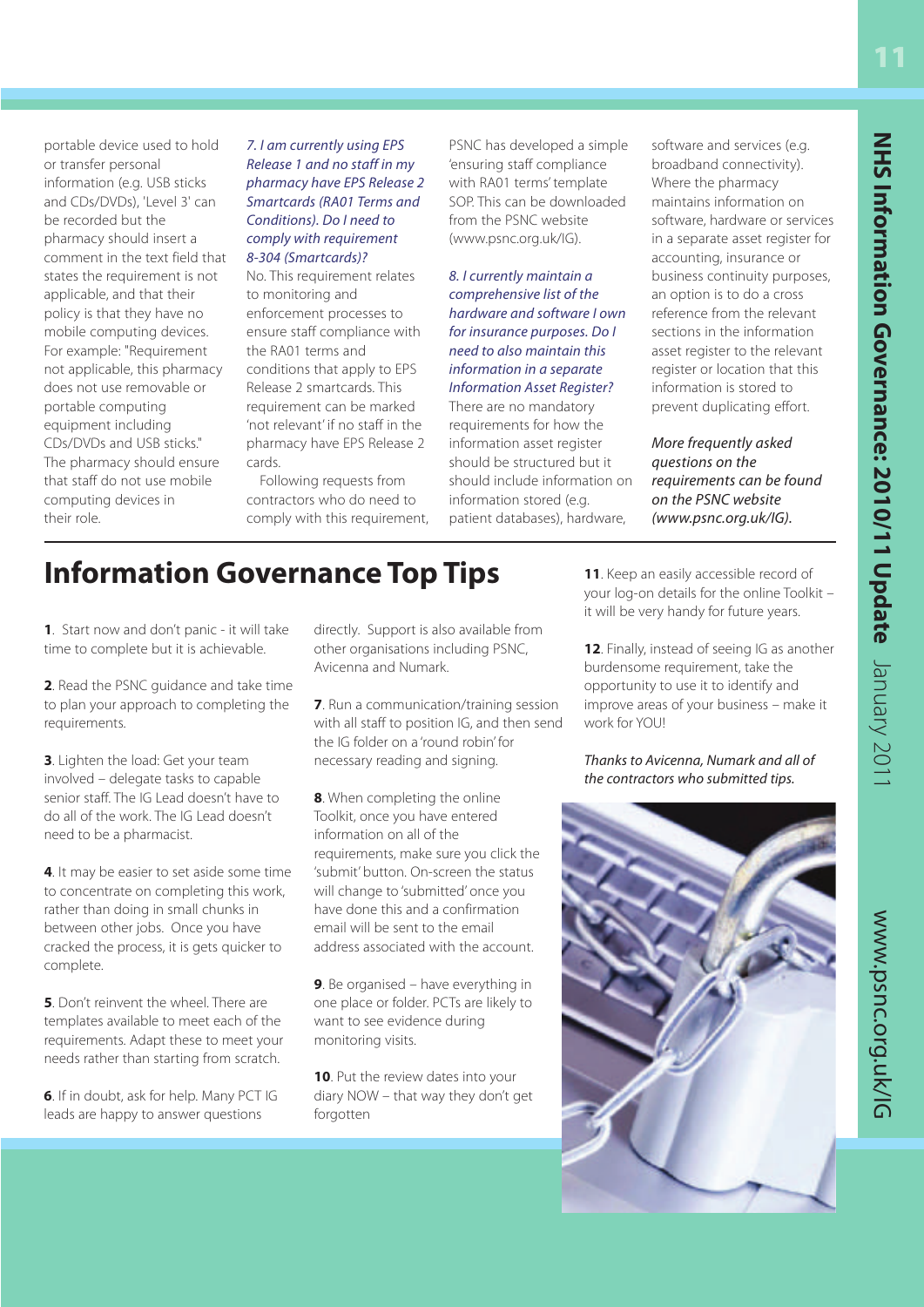portable device used to hold or transfer personal information (e.g. USB sticks and CDs/DVDs), 'Level 3' can be recorded but the pharmacy should insert a comment in the text field that states the requirement is not applicable, and that their policy is that they have no mobile computing devices. For example: "Requirement not applicable, this pharmacy does not use removable or portable computing equipment including CDs/DVDs and USB sticks." The pharmacy should ensure that staff do not use mobile computing devices in their role.

*7. I am currently using EPS Release 1 and no staff in my pharmacy have EPS Release 2 Smartcards (RA01 Terms and Conditions). Do I need to comply with requirement 8-304 (Smartcards)?*

No. This requirement relates to monitoring and enforcement processes to ensure staff compliance with the RA01 terms and conditions that apply to EPS Release 2 smartcards. This requirement can be marked 'not relevant' if no staff in the pharmacy have EPS Release 2 cards.

Following requests from contractors who do need to comply with this requirement, PSNC has developed a simple 'ensuring staff compliance with RA01 terms' template SOP. This can be downloaded from the PSNC website (www.psnc.org.uk/IG).

*8. I currently maintain a comprehensive list of the hardware and software I own for insurance purposes. Do I need to also maintain this information in a separate Information Asset Register?*

There are no mandatory requirements for how the information asset register should be structured but it should include information on information stored (e.g. patient databases), hardware, software and services (e.g. broadband connectivity). Where the pharmacy maintains information on software, hardware or services in a separate asset register for accounting, insurance or business continuity purposes, an option is to do a cross reference from the relevant sections in the information asset register to the relevant register or location that this information is stored to prevent duplicating effort.

*More frequently asked questions on the requirements can be found on the PSNC website (www.psnc.org.uk/IG).*

# Information Governance Top Tips

**1**. Start now and don't panic - it will take time to complete but it is achievable.

**2**. Read the PSNC guidance and take time to plan your approach to completing the requirements.

**3**. Lighten the load: Get your team involved – delegate tasks to capable senior staff. The IG Lead doesn't have to do all of the work. The IG Lead doesn't need to be a pharmacist.

**4**. It may be easier to set aside some time to concentrate on completing this work, rather than doing in small chunks in between other jobs. Once you have cracked the process, it is gets quicker to complete.

**5**. Don't reinvent the wheel. There are templates available to meet each of the requirements. Adapt these to meet your needs rather than starting from scratch.

**6**. If in doubt, ask for help. Many PCT IG leads are happy to answer questions directly. Support is also available from other organisations including PSNC, Avicenna and Numark.

**7**. Run a communication/training session with all staff to position IG, and then send the IG folder on a 'round robin' for necessary reading and signing.

**8**. When completing the online Toolkit, once you have entered information on all of the requirements, make sure you click the 'submit' button. On-screen the status will change to 'submitted' once you have done this and a confirmation email will be sent to the email address associated with the account.

**9**. Be organised – have everything in one place or folder. PCTs are likely to want to see evidence during monitoring visits.

**10**. Put the review dates into your diary NOW – that way they don't get forgotten

**11**. Keep an easily accessible record of your log-on details for the online Toolkit – it will be very handy for future years.

**12**. Finally, instead of seeing IG as another burdensome requirement, take the opportunity to use it to identify and improve areas of your business – make it work for YOU!

*Thanks to Avicenna, Numark and all of the contractors who submitted tips.*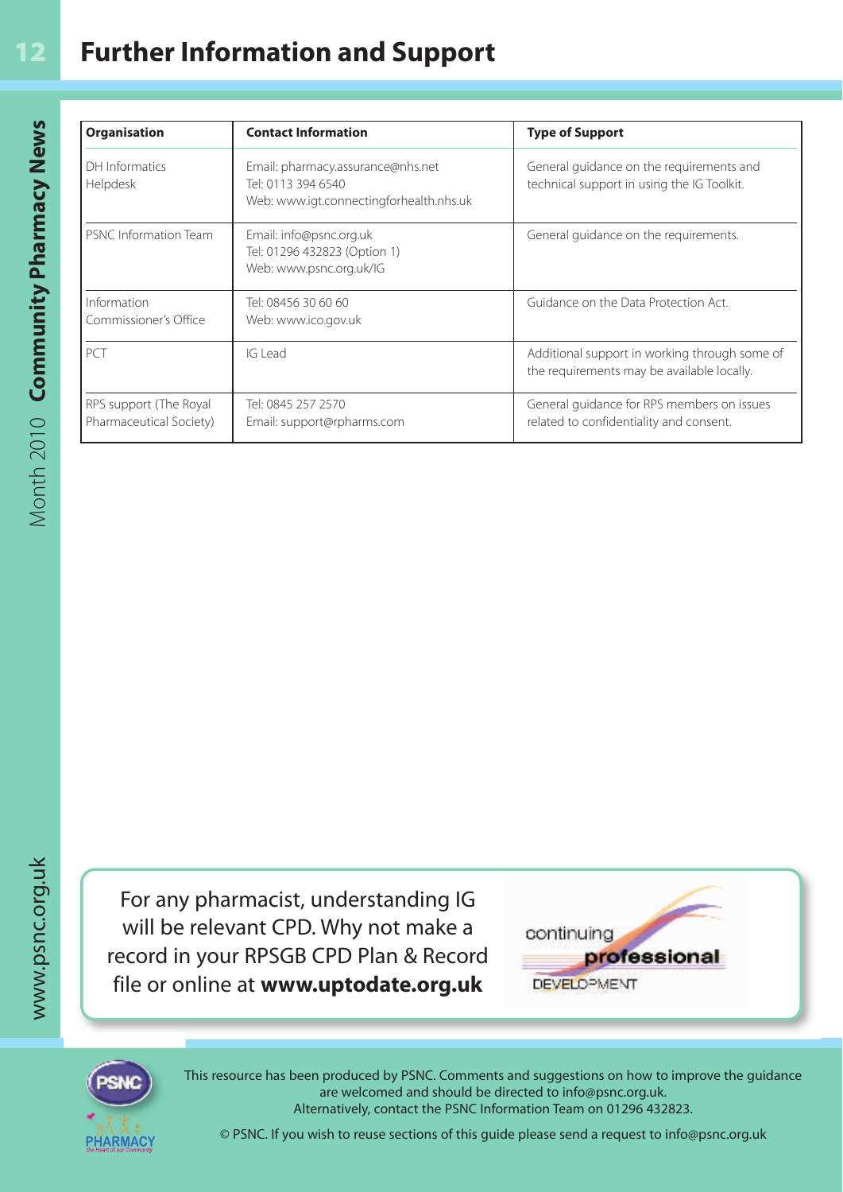# Further Information and Support

| Organisation | Contact Information | Type of Support |
|---|---|---|
| DH Informatics Helpdesk | Email: pharmacy.assurance@nhs.net<br>Tel: 0113 394 6540<br>Web: www.igt.connectingforhealth.nhs.uk | General guidance on the requirements and technical support in using the IG Toolkit. |
| PSNC Information Team | Email: info@psnc.org.uk<br>Tel: 01296 432823 (Option 1)<br>Web: www.psnc.org.uk/IG | General guidance on the requirements. |
| Information Commissioner's Office | Tel: 08456 30 60 60<br>Web: www.ico.gov.uk | Guidance on the Data Protection Act. |
| PCT | IG Lead | Additional support in working through some of the requirements may be available locally. |
| RPS support (The Royal Pharmaceutical Society) | Tel: 0845 257 2570<br>Email: support@rpharms.com | General guidance for RPS members on issues related to confidentiality and consent. |

For any pharmacist, understanding IG will be relevant CPD. Why not make a record in your RPSGB CPD Plan & Record file or online at **www.uptodate.org.uk**

continuing **professional** DEVELOPMENT

This resource has been produced by PSNC. Comments and suggestions on how to improve the guidance are welcomed and should be directed to info@psnc.org.uk. Alternatively, contact the PSNC Information Team on 01296 432823.

© PSNC. If you wish to reuse sections of this guide please send a request to info@psnc.org.uk